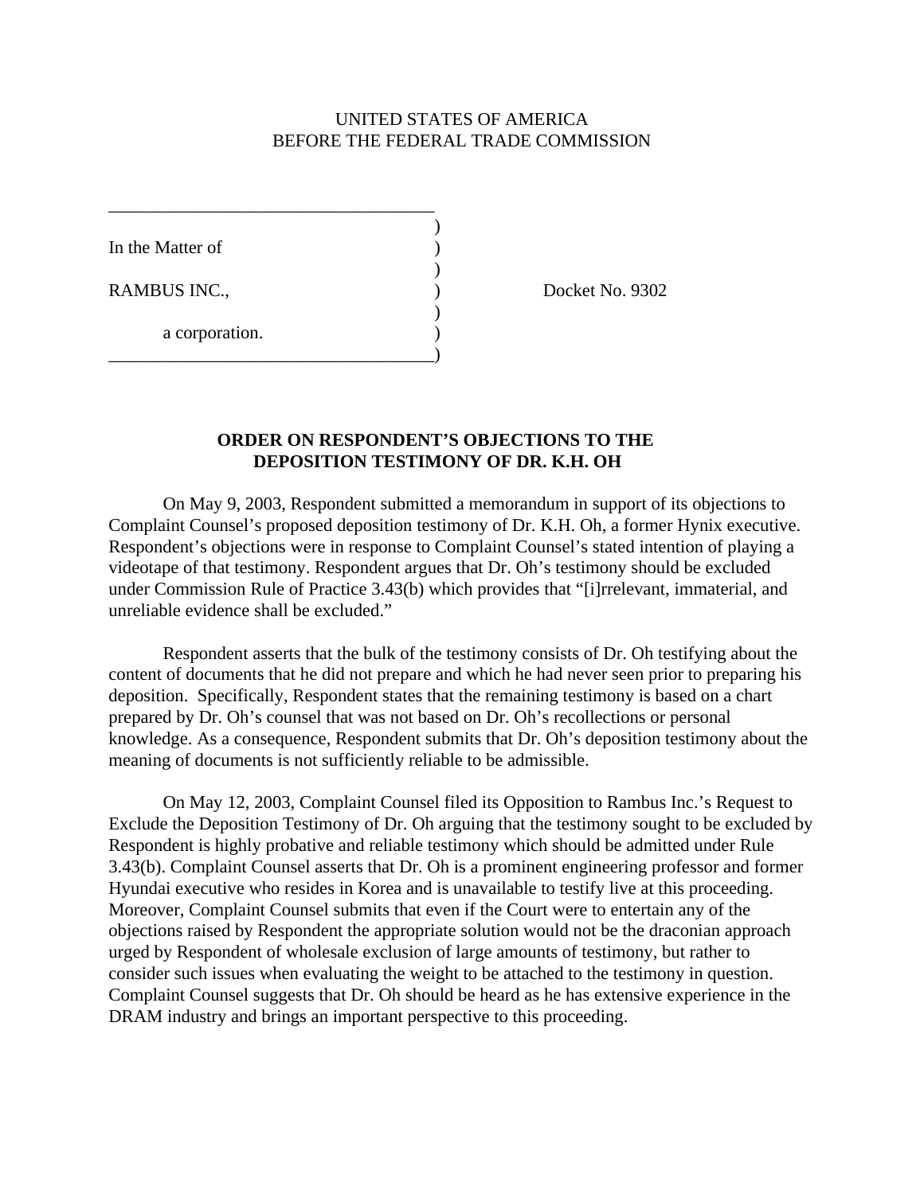UNITED STATES OF AMERICA
BEFORE THE FEDERAL TRADE COMMISSION

In the Matter of

RAMBUS INC.,

a corporation.

Docket No. 9302

**ORDER ON RESPONDENT'S OBJECTIONS TO THE DEPOSITION TESTIMONY OF DR. K.H. OH**

On May 9, 2003, Respondent submitted a memorandum in support of its objections to Complaint Counsel's proposed deposition testimony of Dr. K.H. Oh, a former Hynix executive. Respondent's objections were in response to Complaint Counsel's stated intention of playing a videotape of that testimony. Respondent argues that Dr. Oh's testimony should be excluded under Commission Rule of Practice 3.43(b) which provides that "[i]rrelevant, immaterial, and unreliable evidence shall be excluded."

Respondent asserts that the bulk of the testimony consists of Dr. Oh testifying about the content of documents that he did not prepare and which he had never seen prior to preparing his deposition. Specifically, Respondent states that the remaining testimony is based on a chart prepared by Dr. Oh's counsel that was not based on Dr. Oh's recollections or personal knowledge. As a consequence, Respondent submits that Dr. Oh's deposition testimony about the meaning of documents is not sufficiently reliable to be admissible.

On May 12, 2003, Complaint Counsel filed its Opposition to Rambus Inc.'s Request to Exclude the Deposition Testimony of Dr. Oh arguing that the testimony sought to be excluded by Respondent is highly probative and reliable testimony which should be admitted under Rule 3.43(b). Complaint Counsel asserts that Dr. Oh is a prominent engineering professor and former Hyundai executive who resides in Korea and is unavailable to testify live at this proceeding. Moreover, Complaint Counsel submits that even if the Court were to entertain any of the objections raised by Respondent the appropriate solution would not be the draconian approach urged by Respondent of wholesale exclusion of large amounts of testimony, but rather to consider such issues when evaluating the weight to be attached to the testimony in question. Complaint Counsel suggests that Dr. Oh should be heard as he has extensive experience in the DRAM industry and brings an important perspective to this proceeding.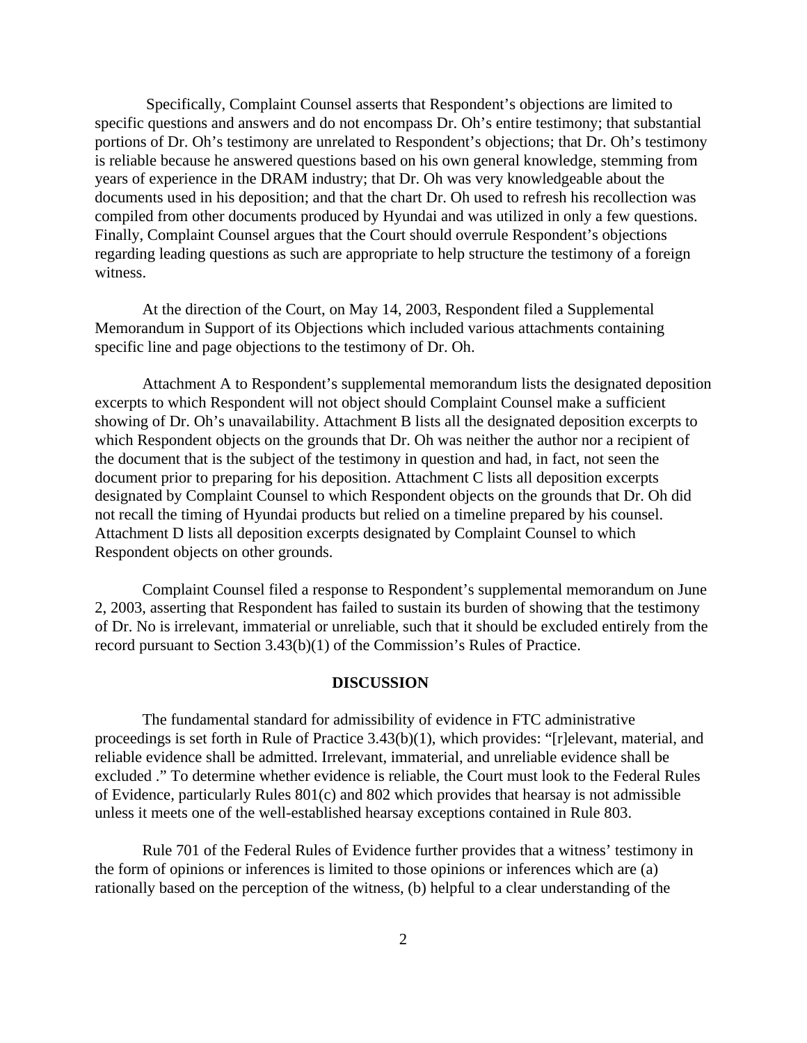Specifically, Complaint Counsel asserts that Respondent's objections are limited to specific questions and answers and do not encompass Dr. Oh's entire testimony; that substantial portions of Dr. Oh's testimony are unrelated to Respondent's objections; that Dr. Oh's testimony is reliable because he answered questions based on his own general knowledge, stemming from years of experience in the DRAM industry; that Dr. Oh was very knowledgeable about the documents used in his deposition; and that the chart Dr. Oh used to refresh his recollection was compiled from other documents produced by Hyundai and was utilized in only a few questions. Finally, Complaint Counsel argues that the Court should overrule Respondent's objections regarding leading questions as such are appropriate to help structure the testimony of a foreign witness.

At the direction of the Court, on May 14, 2003, Respondent filed a Supplemental Memorandum in Support of its Objections which included various attachments containing specific line and page objections to the testimony of Dr. Oh.

Attachment A to Respondent's supplemental memorandum lists the designated deposition excerpts to which Respondent will not object should Complaint Counsel make a sufficient showing of Dr. Oh's unavailability. Attachment B lists all the designated deposition excerpts to which Respondent objects on the grounds that Dr. Oh was neither the author nor a recipient of the document that is the subject of the testimony in question and had, in fact, not seen the document prior to preparing for his deposition. Attachment C lists all deposition excerpts designated by Complaint Counsel to which Respondent objects on the grounds that Dr. Oh did not recall the timing of Hyundai products but relied on a timeline prepared by his counsel. Attachment D lists all deposition excerpts designated by Complaint Counsel to which Respondent objects on other grounds.

Complaint Counsel filed a response to Respondent's supplemental memorandum on June 2, 2003, asserting that Respondent has failed to sustain its burden of showing that the testimony of Dr. No is irrelevant, immaterial or unreliable, such that it should be excluded entirely from the record pursuant to Section 3.43(b)(1) of the Commission's Rules of Practice.

## DISCUSSION

The fundamental standard for admissibility of evidence in FTC administrative proceedings is set forth in Rule of Practice 3.43(b)(1), which provides: "[r]elevant, material, and reliable evidence shall be admitted. Irrelevant, immaterial, and unreliable evidence shall be excluded ." To determine whether evidence is reliable, the Court must look to the Federal Rules of Evidence, particularly Rules 801(c) and 802 which provides that hearsay is not admissible unless it meets one of the well-established hearsay exceptions contained in Rule 803.

Rule 701 of the Federal Rules of Evidence further provides that a witness' testimony in the form of opinions or inferences is limited to those opinions or inferences which are (a) rationally based on the perception of the witness, (b) helpful to a clear understanding of the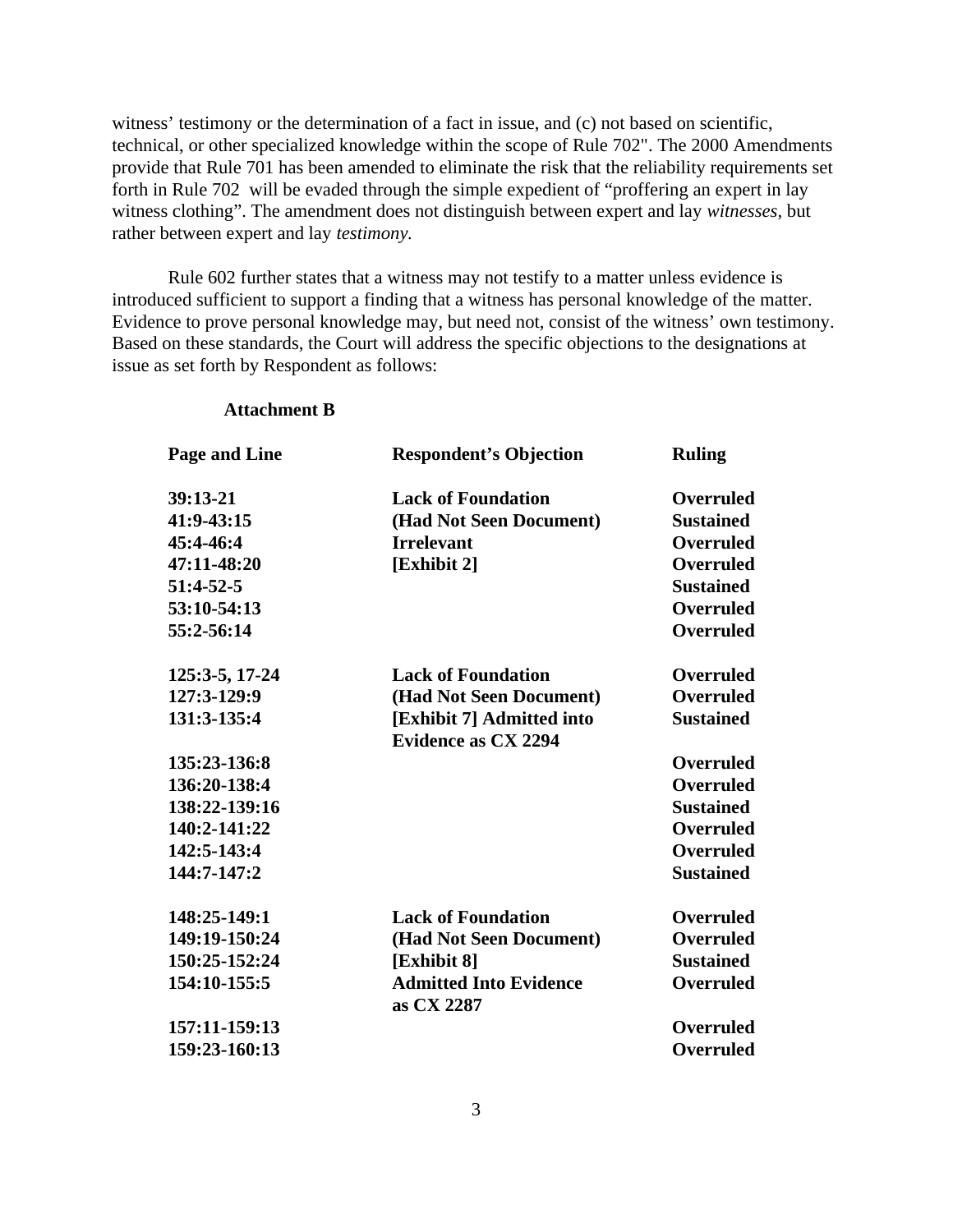witness' testimony or the determination of a fact in issue, and (c) not based on scientific, technical, or other specialized knowledge within the scope of Rule 702". The 2000 Amendments provide that Rule 701 has been amended to eliminate the risk that the reliability requirements set forth in Rule 702 will be evaded through the simple expedient of "proffering an expert in lay witness clothing". The amendment does not distinguish between expert and lay *witnesses,* but rather between expert and lay *testimony.*

Rule 602 further states that a witness may not testify to a matter unless evidence is introduced sufficient to support a finding that a witness has personal knowledge of the matter. Evidence to prove personal knowledge may, but need not, consist of the witness' own testimony. Based on these standards, the Court will address the specific objections to the designations at issue as set forth by Respondent as follows:

**Attachment B**

| Page and Line | Respondent's Objection | Ruling |
|---|---|---|
| 39:13-21 | Lack of Foundation | Overruled |
| 41:9-43:15 | (Had Not Seen Document) | Sustained |
| 45:4-46:4 | Irrelevant | Overruled |
| 47:11-48:20 | [Exhibit 2] | Overruled |
| 51:4-52-5 | | Sustained |
| 53:10-54:13 | | Overruled |
| 55:2-56:14 | | Overruled |
| 125:3-5, 17-24 | Lack of Foundation | Overruled |
| 127:3-129:9 | (Had Not Seen Document) | Overruled |
| 131:3-135:4 | [Exhibit 7] Admitted into Evidence as CX 2294 | Sustained |
| 135:23-136:8 | | Overruled |
| 136:20-138:4 | | Overruled |
| 138:22-139:16 | | Sustained |
| 140:2-141:22 | | Overruled |
| 142:5-143:4 | | Overruled |
| 144:7-147:2 | | Sustained |
| 148:25-149:1 | Lack of Foundation | Overruled |
| 149:19-150:24 | (Had Not Seen Document) | Overruled |
| 150:25-152:24 | [Exhibit 8] | Sustained |
| 154:10-155:5 | Admitted Into Evidence as CX 2287 | Overruled |
| 157:11-159:13 | | Overruled |
| 159:23-160:13 | | Overruled |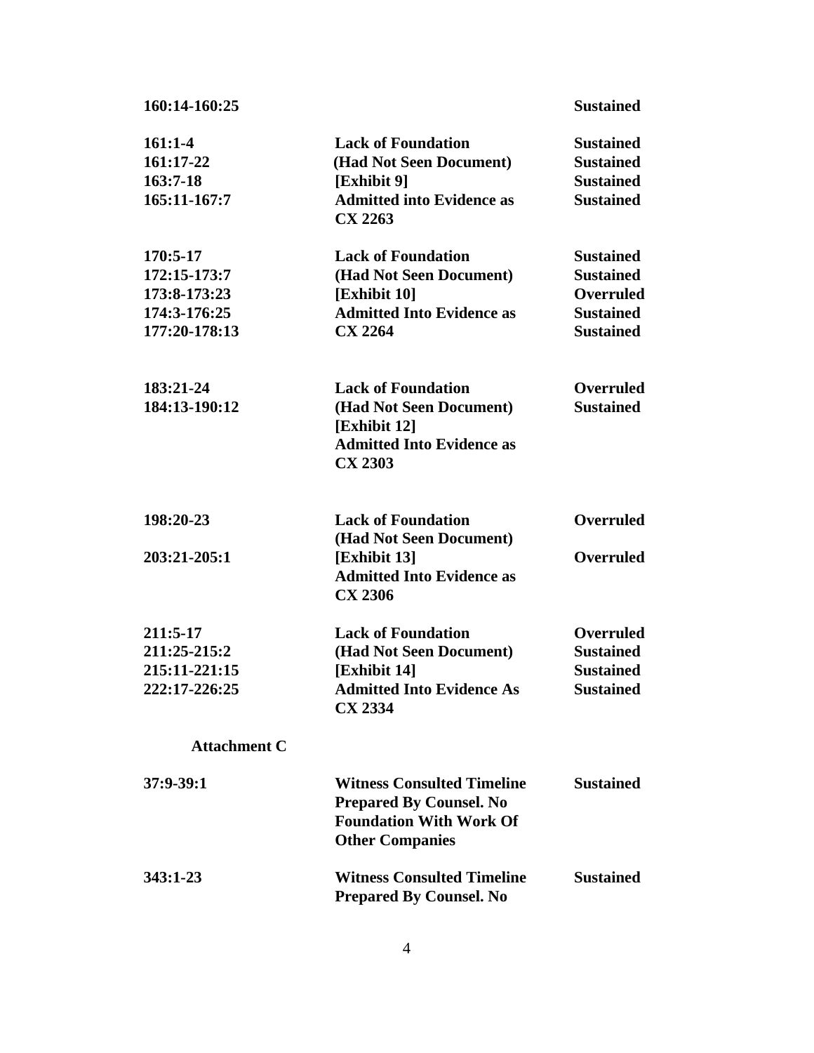| | | |
|---|---|---|
| 160:14-160:25 | | Sustained |
| 161:1-4 | Lack of Foundation | Sustained |
| 161:17-22 | (Had Not Seen Document) | Sustained |
| 163:7-18 | [Exhibit 9] | Sustained |
| 165:11-167:7 | Admitted into Evidence as CX 2263 | Sustained |
| 170:5-17 | Lack of Foundation | Sustained |
| 172:15-173:7 | (Had Not Seen Document) | Sustained |
| 173:8-173:23 | [Exhibit 10] | Overruled |
| 174:3-176:25 | Admitted Into Evidence as | Sustained |
| 177:20-178:13 | CX 2264 | Sustained |
| 183:21-24 | Lack of Foundation | Overruled |
| 184:13-190:12 | (Had Not Seen Document) [Exhibit 12] Admitted Into Evidence as CX 2303 | Sustained |
| 198:20-23 | Lack of Foundation (Had Not Seen Document) | Overruled |
| 203:21-205:1 | [Exhibit 13] Admitted Into Evidence as CX 2306 | Overruled |
| 211:5-17 | Lack of Foundation | Overruled |
| 211:25-215:2 | (Had Not Seen Document) | Sustained |
| 215:11-221:15 | [Exhibit 14] | Sustained |
| 222:17-226:25 | Admitted Into Evidence As CX 2334 | Sustained |

**Attachment C**

| | | |
|---|---|---|
| 37:9-39:1 | Witness Consulted Timeline Prepared By Counsel. No Foundation With Work Of Other Companies | Sustained |
| 343:1-23 | Witness Consulted Timeline Prepared By Counsel. No | Sustained |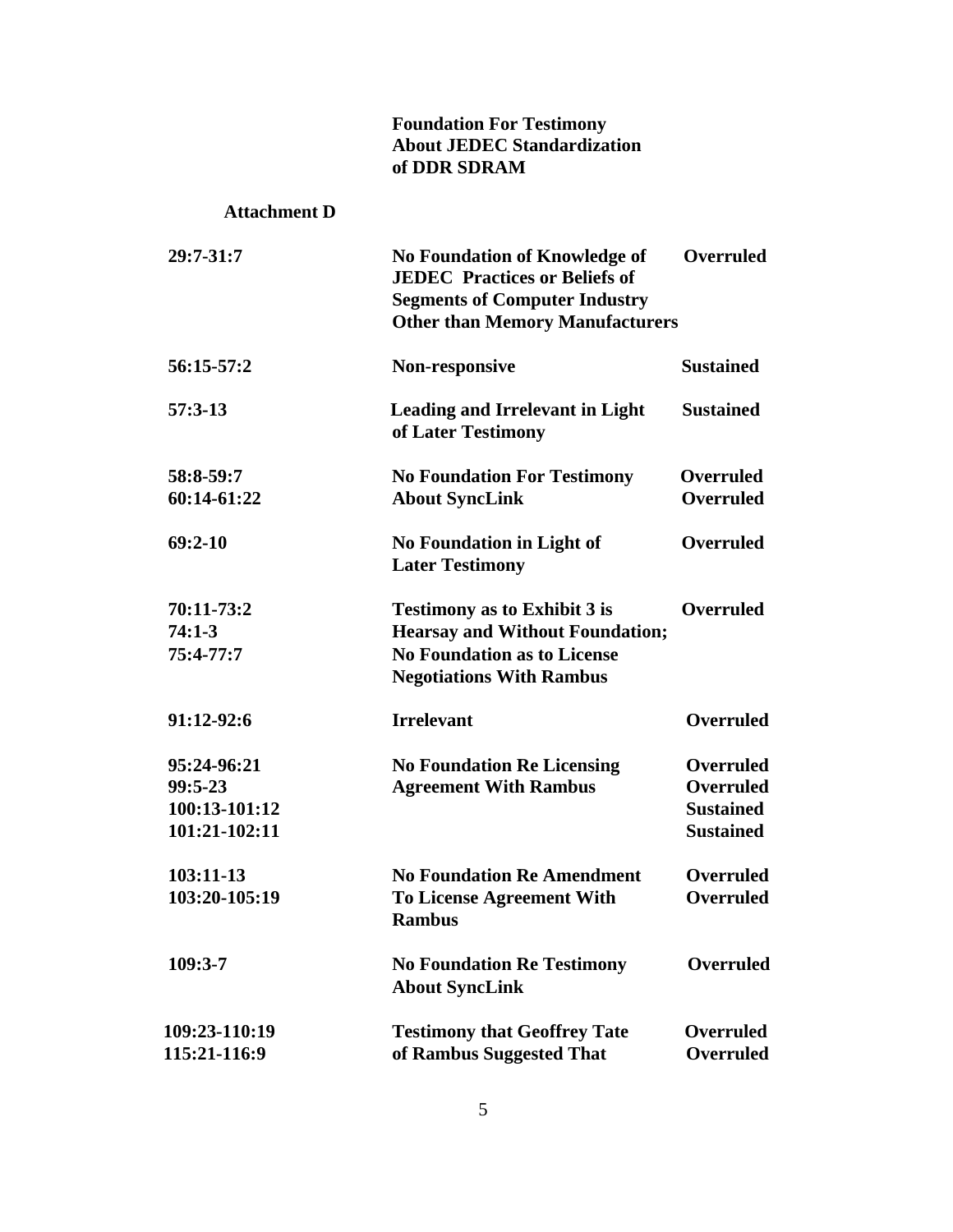**Foundation For Testimony About JEDEC Standardization of DDR SDRAM**

**Attachment D**

| | | |
|---|---|---|
| **29:7-31:7** | **No Foundation of Knowledge of JEDEC Practices or Beliefs of Segments of Computer Industry Other than Memory Manufacturers** | **Overruled** |
| **56:15-57:2** | **Non-responsive** | **Sustained** |
| **57:3-13** | **Leading and Irrelevant in Light of Later Testimony** | **Sustained** |
| **58:8-59:7** | **No Foundation For Testimony About SyncLink** | **Overruled** |
| **60:14-61:22** | | **Overruled** |
| **69:2-10** | **No Foundation in Light of Later Testimony** | **Overruled** |
| **70:11-73:2**<br>**74:1-3**<br>**75:4-77:7** | **Testimony as to Exhibit 3 is Hearsay and Without Foundation; No Foundation as to License Negotiations With Rambus** | **Overruled** |
| **91:12-92:6** | **Irrelevant** | **Overruled** |
| **95:24-96:21** | **No Foundation Re Licensing Agreement With Rambus** | **Overruled** |
| **99:5-23** | | **Overruled** |
| **100:13-101:12** | | **Sustained** |
| **101:21-102:11** | | **Sustained** |
| **103:11-13** | **No Foundation Re Amendment To License Agreement With Rambus** | **Overruled** |
| **103:20-105:19** | | **Overruled** |
| **109:3-7** | **No Foundation Re Testimony About SyncLink** | **Overruled** |
| **109:23-110:19** | **Testimony that Geoffrey Tate of Rambus Suggested That** | **Overruled** |
| **115:21-116:9** | | **Overruled** |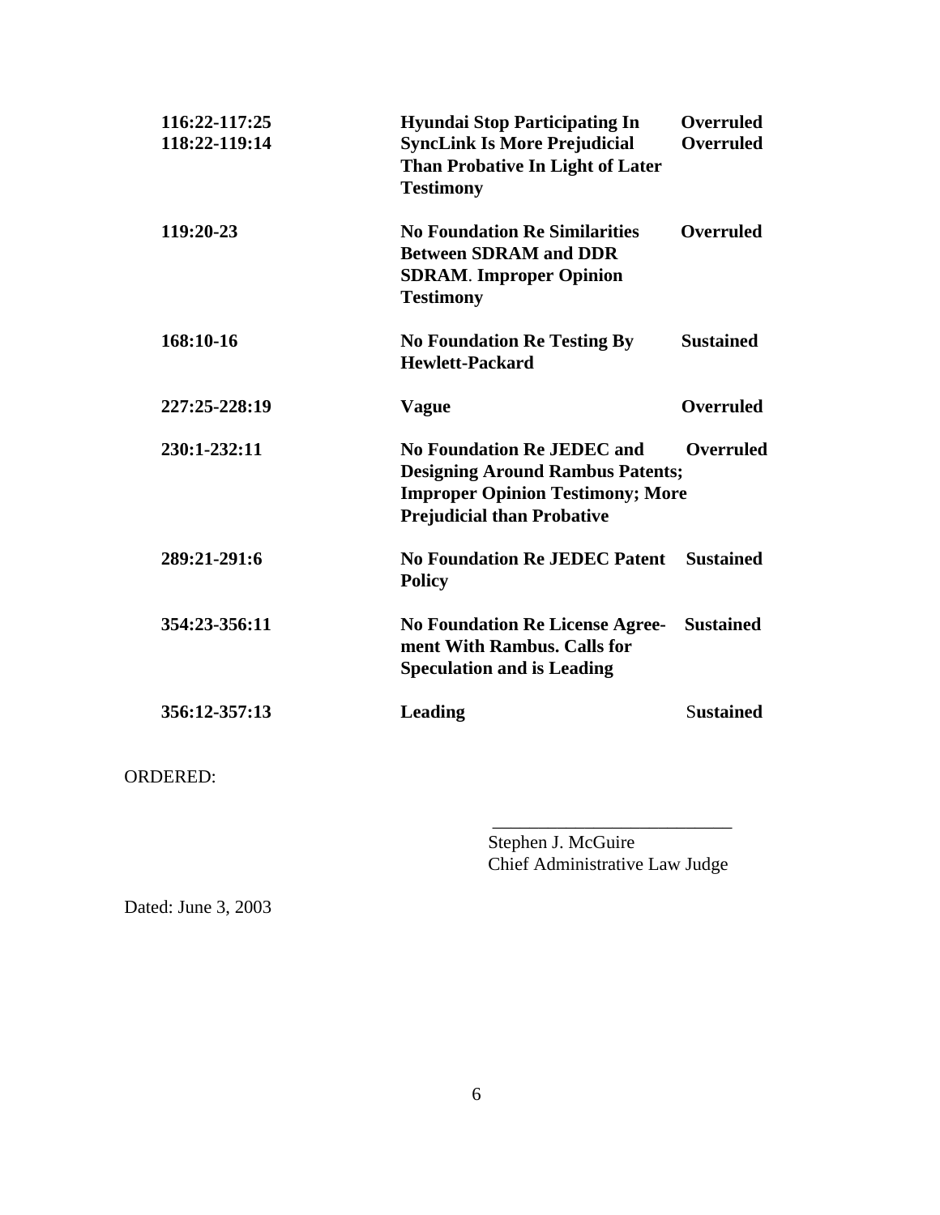| | | |
|---|---|---|
| **116:22-117:25** | **Hyundai Stop Participating In** | **Overruled** |
| **118:22-119:14** | **SyncLink Is More Prejudicial Than Probative In Light of Later Testimony** | **Overruled** |
| **119:20-23** | **No Foundation Re Similarities Between SDRAM and DDR SDRAM. Improper Opinion Testimony** | **Overruled** |
| **168:10-16** | **No Foundation Re Testing By Hewlett-Packard** | **Sustained** |
| **227:25-228:19** | **Vague** | **Overruled** |
| **230:1-232:11** | **No Foundation Re JEDEC and Designing Around Rambus Patents; Improper Opinion Testimony; More Prejudicial than Probative** | **Overruled** |
| **289:21-291:6** | **No Foundation Re JEDEC Patent Policy** | **Sustained** |
| **354:23-356:11** | **No Foundation Re License Agreement With Rambus. Calls for Speculation and is Leading** | **Sustained** |
| **356:12-357:13** | **Leading** | **Sustained** |

ORDERED:

\_\_\_\_\_\_\_\_\_\_\_\_\_\_\_\_\_\_\_\_\_\_\_\_\_\_
Stephen J. McGuire
Chief Administrative Law Judge

Dated: June 3, 2003